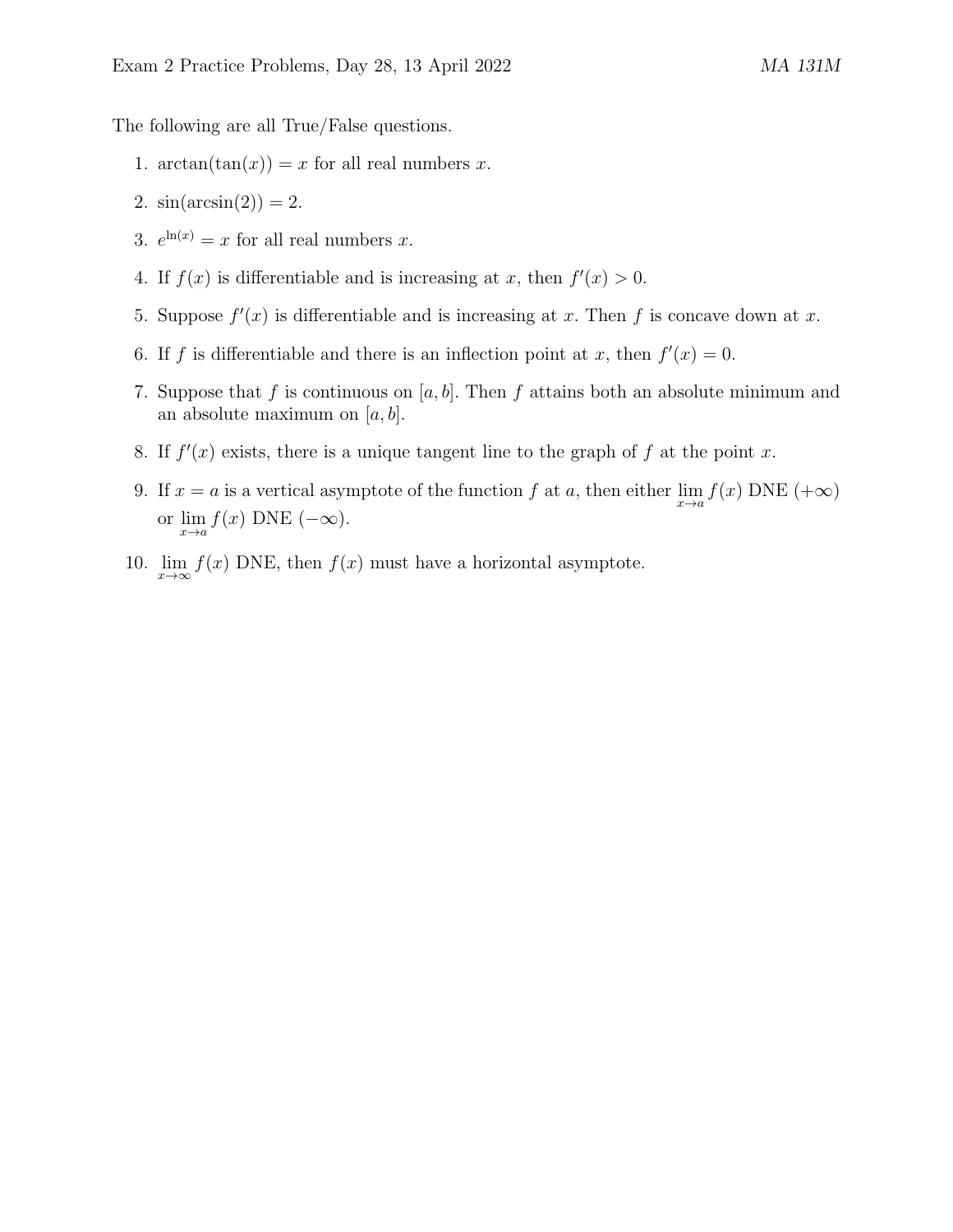The following are all True/False questions.

1. $\arctan(\tan(x)) = x$ for all real numbers $x$.
2. $\sin(\arcsin(2)) = 2$.
3. $e^{\ln(x)} = x$ for all real numbers $x$.
4. If $f(x)$ is differentiable and is increasing at $x$, then $f'(x) > 0$.
5. Suppose $f'(x)$ is differentiable and is increasing at $x$. Then $f$ is concave down at $x$.
6. If $f$ is differentiable and there is an inflection point at $x$, then $f'(x) = 0$.
7. Suppose that $f$ is continuous on $[a, b]$. Then $f$ attains both an absolute minimum and an absolute maximum on $[a, b]$.
8. If $f'(x)$ exists, there is a unique tangent line to the graph of $f$ at the point $x$.
9. If $x = a$ is a vertical asymptote of the function $f$ at $a$, then either $\lim_{x \to a} f(x)$ DNE $(+\infty)$ or $\lim_{x \to a} f(x)$ DNE $(-\infty)$.
10. $\lim_{x \to \infty} f(x)$ DNE, then $f(x)$ must have a horizontal asymptote.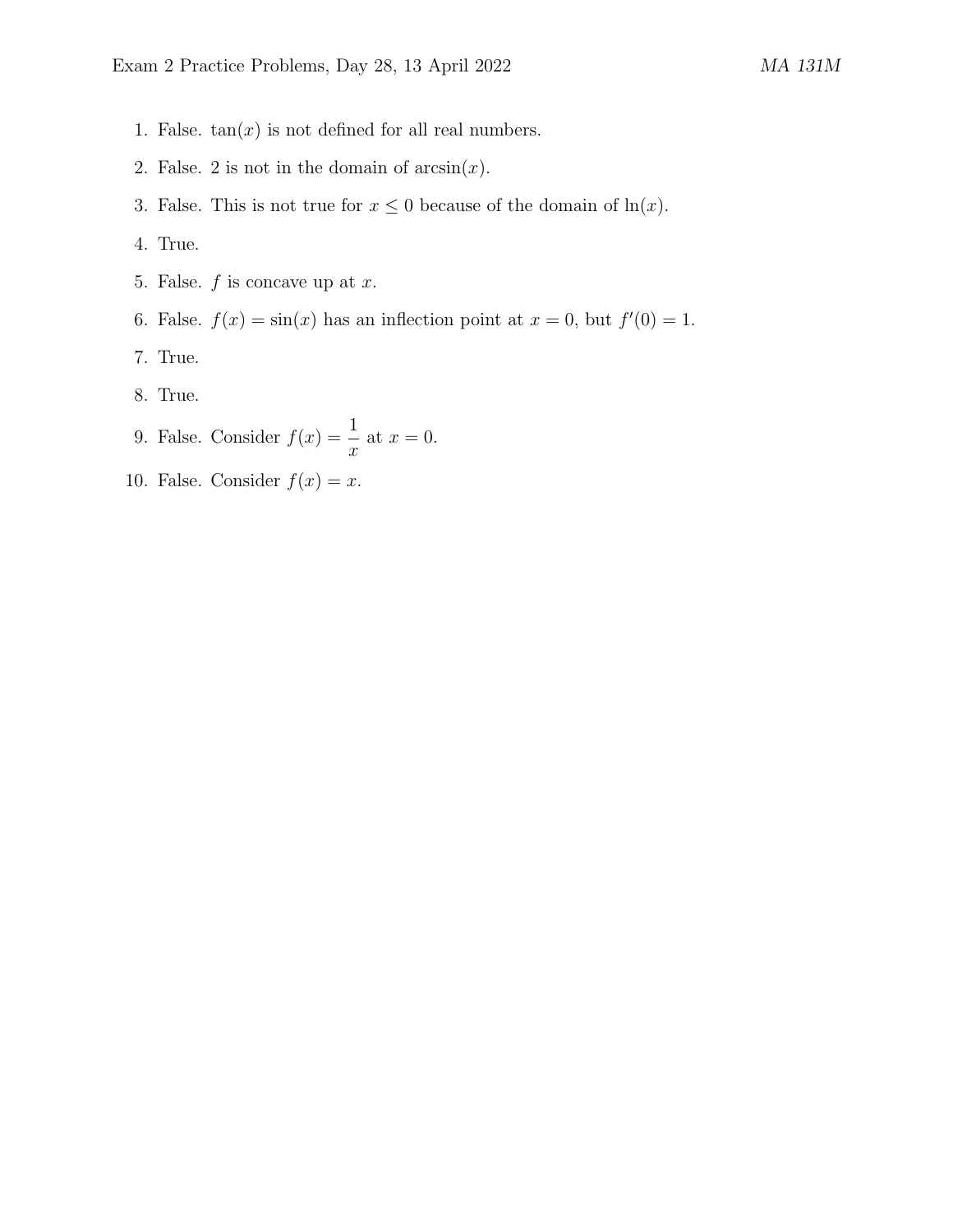1. False. $\tan(x)$ is not defined for all real numbers.
2. False. 2 is not in the domain of $\arcsin(x)$.
3. False. This is not true for $x \leq 0$ because of the domain of $\ln(x)$.
4. True.
5. False. $f$ is concave up at $x$.
6. False. $f(x) = \sin(x)$ has an inflection point at $x = 0$, but $f'(0) = 1$.
7. True.
8. True.
9. False. Consider $f(x) = \dfrac{1}{x}$ at $x = 0$.
10. False. Consider $f(x) = x$.